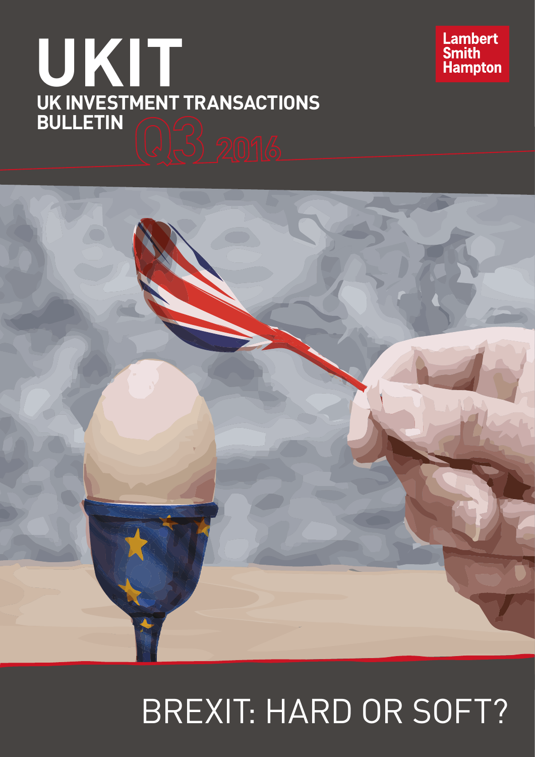# UKIT

## UK INVESTMENT TRANSACTIONS BULLETIN

Q3 2016

Lambert Smith Hampton

BREXIT: HARD OR SOFT?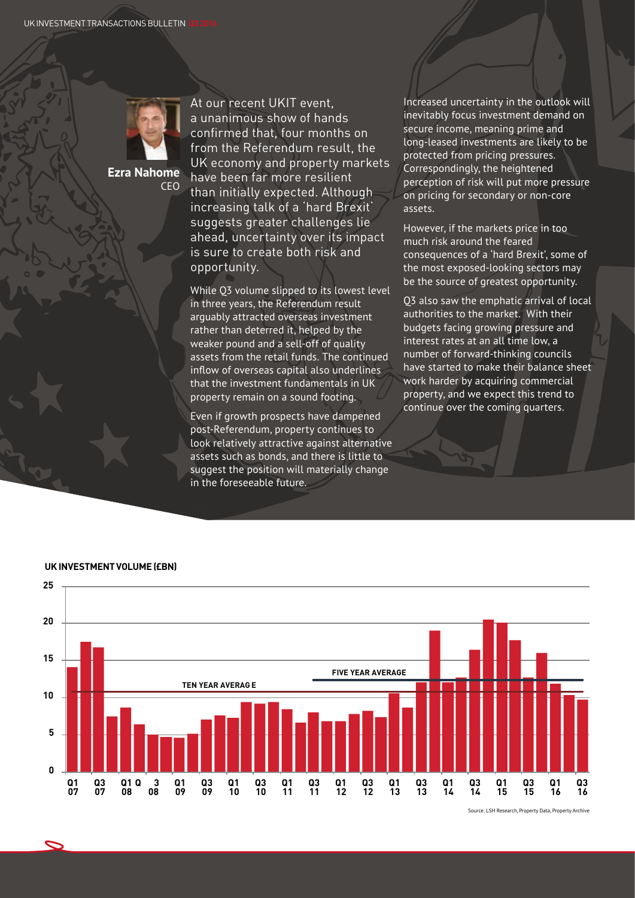**Ezra Nahome**
CEO

At our recent UKIT event, a unanimous show of hands confirmed that, four months on from the Referendum result, the UK economy and property markets have been far more resilient than initially expected. Although increasing talk of a 'hard Brexit' suggests greater challenges lie ahead, uncertainty over its impact is sure to create both risk and opportunity.

While Q3 volume slipped to its lowest level in three years, the Referendum result arguably attracted overseas investment rather than deterred it, helped by the weaker pound and a sell-off of quality assets from the retail funds. The continued inflow of overseas capital also underlines that the investment fundamentals in UK property remain on a sound footing.

Even if growth prospects have dampened post-Referendum, property continues to look relatively attractive against alternative assets such as bonds, and there is little to suggest the position will materially change in the foreseeable future.

Increased uncertainty in the outlook will inevitably focus investment demand on secure income, meaning prime and long-leased investments are likely to be protected from pricing pressures. Correspondingly, the heightened perception of risk will put more pressure on pricing for secondary or non-core assets.

However, if the markets price in too much risk around the feared consequences of a 'hard Brexit', some of the most exposed-looking sectors may be the source of greatest opportunity.

Q3 also saw the emphatic arrival of local authorities to the market. With their budgets facing growing pressure and interest rates at an all time low, a number of forward-thinking councils have started to make their balance sheet work harder by acquiring commercial property, and we expect this trend to continue over the coming quarters.

**UK INVESTMENT VOLUME (£BN)**

Chart: quarterly UK investment volume from Q1 07 to Q3 16 (y-axis 0–25), with TEN YEAR AVERAGE and FIVE YEAR AVERAGE lines.

Source: LSH Research, Property Data, Property Archive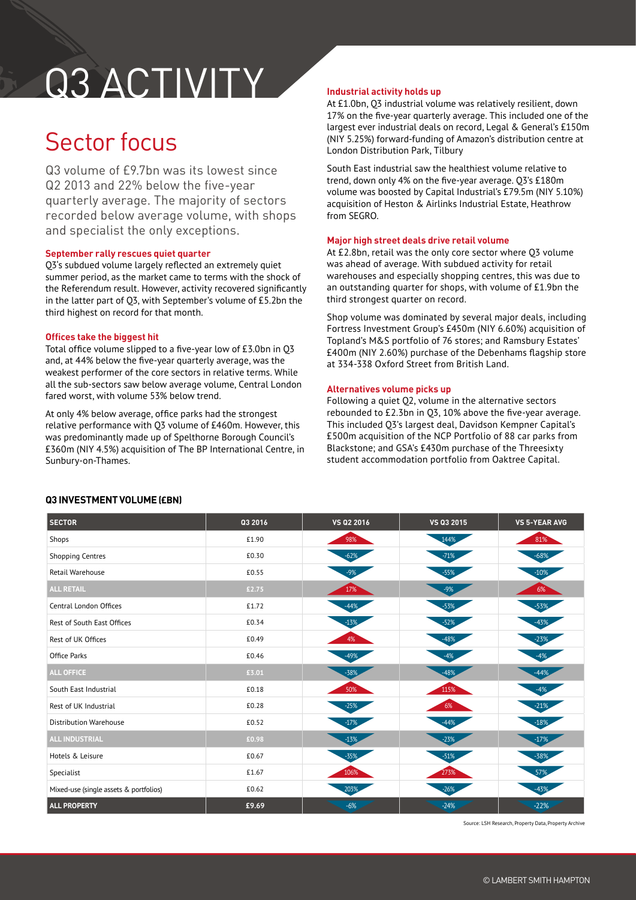# Q3 ACTIVITY

## Sector focus

Q3 volume of £9.7bn was its lowest since Q2 2013 and 22% below the five-year quarterly average. The majority of sectors recorded below average volume, with shops and specialist the only exceptions.

### September rally rescues quiet quarter

Q3's subdued volume largely reflected an extremely quiet summer period, as the market came to terms with the shock of the Referendum result. However, activity recovered significantly in the latter part of Q3, with September's volume of £5.2bn the third highest on record for that month.

### Offices take the biggest hit

Total office volume slipped to a five-year low of £3.0bn in Q3 and, at 44% below the five-year quarterly average, was the weakest performer of the core sectors in relative terms. While all the sub-sectors saw below average volume, Central London fared worst, with volume 53% below trend.

At only 4% below average, office parks had the strongest relative performance with Q3 volume of £460m. However, this was predominantly made up of Spelthorne Borough Council's £360m (NIY 4.5%) acquisition of The BP International Centre, in Sunbury-on-Thames.

### Industrial activity holds up

At £1.0bn, Q3 industrial volume was relatively resilient, down 17% on the five-year quarterly average. This included one of the largest ever industrial deals on record, Legal & General's £150m (NIY 5.25%) forward-funding of Amazon's distribution centre at London Distribution Park, Tilbury

South East industrial saw the healthiest volume relative to trend, down only 4% on the five-year average. Q3's £180m volume was boosted by Capital Industrial's £79.5m (NIY 5.10%) acquisition of Heston & Airlinks Industrial Estate, Heathrow from SEGRO.

### Major high street deals drive retail volume

At £2.8bn, retail was the only core sector where Q3 volume was ahead of average. With subdued activity for retail warehouses and especially shopping centres, this was due to an outstanding quarter for shops, with volume of £1.9bn the third strongest quarter on record.

Shop volume was dominated by several major deals, including Fortress Investment Group's £450m (NIY 6.60%) acquisition of Topland's M&S portfolio of 76 stores; and Ramsbury Estates' £400m (NIY 2.60%) purchase of the Debenhams flagship store at 334-338 Oxford Street from British Land.

### Alternatives volume picks up

Following a quiet Q2, volume in the alternative sectors rebounded to £2.3bn in Q3, 10% above the five-year average. This included Q3's largest deal, Davidson Kempner Capital's £500m acquisition of the NCP Portfolio of 88 car parks from Blackstone; and GSA's £430m purchase of the Threesixty student accommodation portfolio from Oaktree Capital.

### Q3 INVESTMENT VOLUME (£BN)

| SECTOR | Q3 2016 | VS Q2 2016 | VS Q3 2015 | VS 5-YEAR AVG |
|---|---|---|---|---|
| Shops | £1.90 | 98% | 144% | 81% |
| Shopping Centres | £0.30 | -62% | -71% | -68% |
| Retail Warehouse | £0.55 | -9% | -55% | -10% |
| **ALL RETAIL** | **£2.75** | **17%** | **-9%** | **6%** |
| Central London Offices | £1.72 | -44% | -53% | -53% |
| Rest of South East Offices | £0.34 | -13% | -52% | -43% |
| Rest of UK Offices | £0.49 | 4% | -48% | -23% |
| Office Parks | £0.46 | -49% | -4% | -4% |
| **ALL OFFICE** | **£3.01** | **-38%** | **-48%** | **-44%** |
| South East Industrial | £0.18 | 50% | 115% | -4% |
| Rest of UK Industrial | £0.28 | -25% | 6% | -21% |
| Distribution Warehouse | £0.52 | -17% | -44% | -18% |
| **ALL INDUSTRIAL** | **£0.98** | **-13%** | **-23%** | **-17%** |
| Hotels & Leisure | £0.67 | -35% | -51% | -38% |
| Specialist | £1.67 | 106% | 273% | 57% |
| Mixed-use (single assets & portfolios) | £0.62 | 203% | -26% | -43% |
| **ALL PROPERTY** | **£9.69** | **-6%** | **-24%** | **-22%** |

Source: LSH Research, Property Data, Property Archive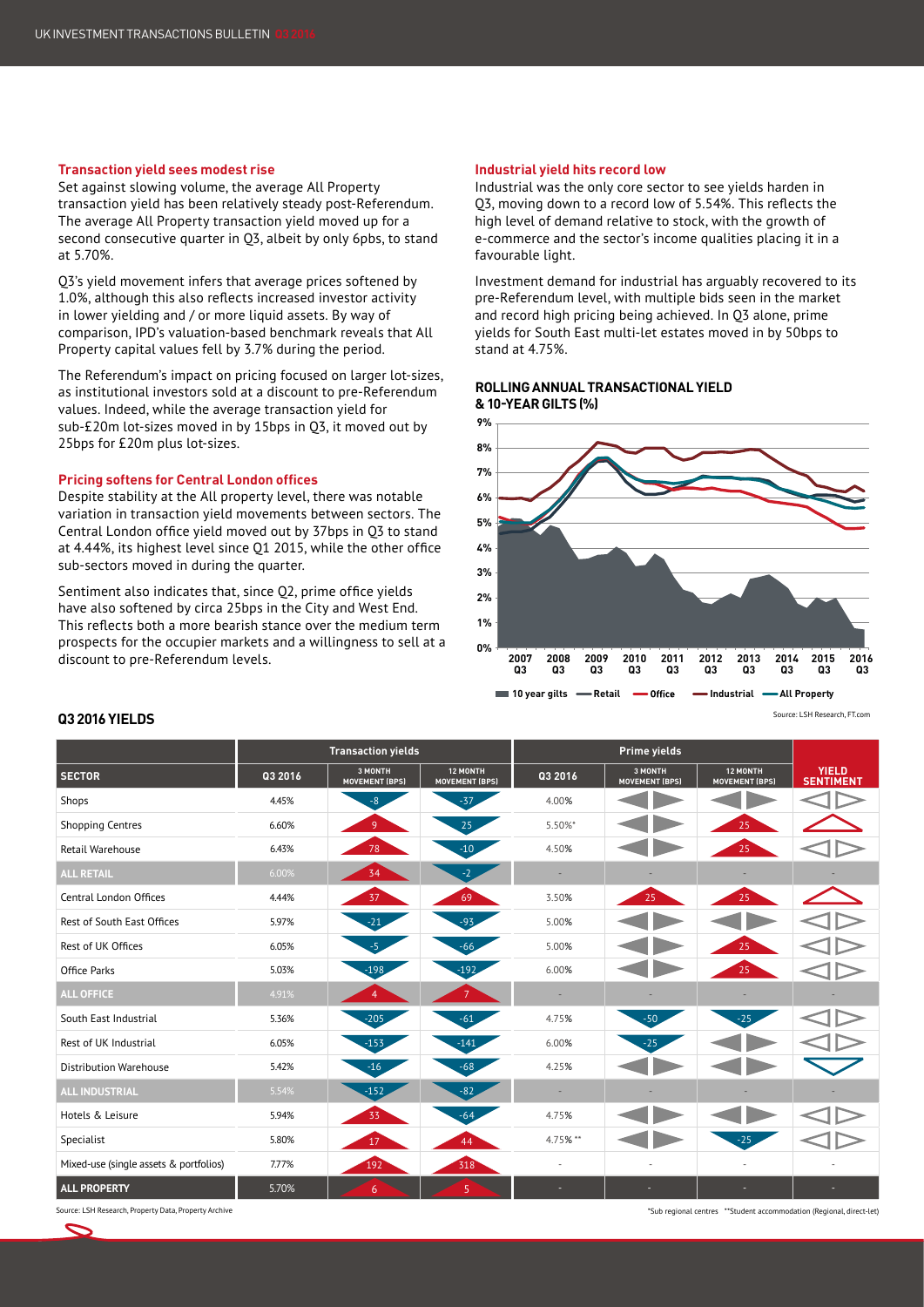### Transaction yield sees modest rise

Set against slowing volume, the average All Property transaction yield has been relatively steady post-Referendum. The average All Property transaction yield moved up for a second consecutive quarter in Q3, albeit by only 6pbs, to stand at 5.70%.

Q3's yield movement infers that average prices softened by 1.0%, although this also reflects increased investor activity in lower yielding and / or more liquid assets. By way of comparison, IPD's valuation-based benchmark reveals that All Property capital values fell by 3.7% during the period.

The Referendum's impact on pricing focused on larger lot-sizes, as institutional investors sold at a discount to pre-Referendum values. Indeed, while the average transaction yield for sub-£20m lot-sizes moved in by 15bps in Q3, it moved out by 25bps for £20m plus lot-sizes.

### Pricing softens for Central London offices

Despite stability at the All property level, there was notable variation in transaction yield movements between sectors. The Central London office yield moved out by 37bps in Q3 to stand at 4.44%, its highest level since Q1 2015, while the other office sub-sectors moved in during the quarter.

Sentiment also indicates that, since Q2, prime office yields have also softened by circa 25bps in the City and West End. This reflects both a more bearish stance over the medium term prospects for the occupier markets and a willingness to sell at a discount to pre-Referendum levels.

### Industrial yield hits record low

Industrial was the only core sector to see yields harden in Q3, moving down to a record low of 5.54%. This reflects the high level of demand relative to stock, with the growth of e-commerce and the sector's income qualities placing it in a favourable light.

Investment demand for industrial has arguably recovered to its pre-Referendum level, with multiple bids seen in the market and record high pricing being achieved. In Q3 alone, prime yields for South East multi-let estates moved in by 50bps to stand at 4.75%.

**ROLLING ANNUAL TRANSACTIONAL YIELD & 10-YEAR GILTS (%)**

Source: LSH Research, FT.com

## Q3 2016 YIELDS

| | Transaction yields | | | Prime yields | | | |
|---|---|---|---|---|---|---|---|
| SECTOR | Q3 2016 | 3 MONTH MOVEMENT (BPS) | 12 MONTH MOVEMENT (BPS) | Q3 2016 | 3 MONTH MOVEMENT (BPS) | 12 MONTH MOVEMENT (BPS) | YIELD SENTIMENT |
| Shops | 4.45% | -8 | -37 | 4.00% | | | |
| Shopping Centres | 6.60% | 9 | 25 | 5.50%* | | 25 | |
| Retail Warehouse | 6.43% | 78 | -10 | 4.50% | | 25 | |
| ALL RETAIL | 6.00% | 34 | -2 | - | - | - | - |
| Central London Offices | 4.44% | 37 | 69 | 3.50% | 25 | 25 | |
| Rest of South East Offices | 5.97% | -21 | -93 | 5.00% | | | |
| Rest of UK Offices | 6.05% | -5 | -66 | 5.00% | | 25 | |
| Office Parks | 5.03% | -198 | -192 | 6.00% | | 25 | |
| ALL OFFICE | 4.91% | 4 | 7 | - | - | - | - |
| South East Industrial | 5.36% | -205 | -61 | 4.75% | -50 | -25 | |
| Rest of UK Industrial | 6.05% | -153 | -141 | 6.00% | -25 | | |
| Distribution Warehouse | 5.42% | -16 | -68 | 4.25% | | | |
| ALL INDUSTRIAL | 5.54% | -152 | -82 | - | - | - | - |
| Hotels & Leisure | 5.94% | 33 | -64 | 4.75% | | | |
| Specialist | 5.80% | 17 | 44 | 4.75% ** | | -25 | |
| Mixed-use (single assets & portfolios) | 7.77% | 192 | 318 | - | - | - | - |
| ALL PROPERTY | 5.70% | 6 | 5 | - | - | - | - |

Source: LSH Research, Property Data, Property Archive

*Sub regional centres **Student accommodation (Regional, direct-let)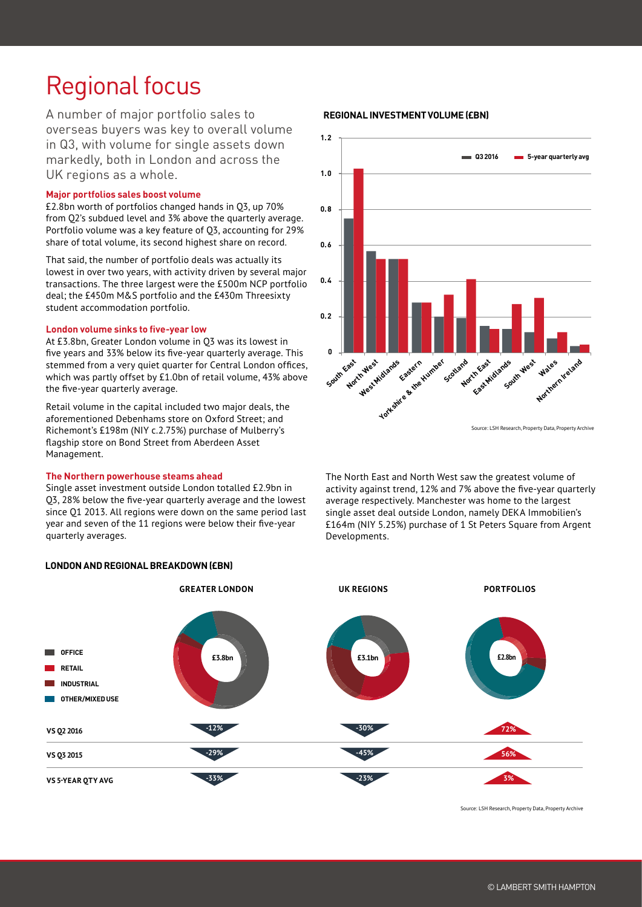# Regional focus

A number of major portfolio sales to overseas buyers was key to overall volume in Q3, with volume for single assets down markedly, both in London and across the UK regions as a whole.

### Major portfolios sales boost volume

£2.8bn worth of portfolios changed hands in Q3, up 70% from Q2's subdued level and 3% above the quarterly average. Portfolio volume was a key feature of Q3, accounting for 29% share of total volume, its second highest share on record.

That said, the number of portfolio deals was actually its lowest in over two years, with activity driven by several major transactions. The three largest were the £500m NCP portfolio deal; the £450m M&S portfolio and the £430m Threesixty student accommodation portfolio.

### London volume sinks to five-year low

At £3.8bn, Greater London volume in Q3 was its lowest in five years and 33% below its five-year quarterly average. This stemmed from a very quiet quarter for Central London offices, which was partly offset by £1.0bn of retail volume, 43% above the five-year quarterly average.

Retail volume in the capital included two major deals, the aforementioned Debenhams store on Oxford Street; and Richemont's £198m (NIY c.2.75%) purchase of Mulberry's flagship store on Bond Street from Aberdeen Asset Management.

### The Northern powerhouse steams ahead

Single asset investment outside London totalled £2.9bn in Q3, 28% below the five-year quarterly average and the lowest since Q1 2013. All regions were down on the same period last year and seven of the 11 regions were below their five-year quarterly averages.

The North East and North West saw the greatest volume of activity against trend, 12% and 7% above the five-year quarterly average respectively. Manchester was home to the largest single asset deal outside London, namely DEKA Immobilien's £164m (NIY 5.25%) purchase of 1 St Peters Square from Argent Developments.

**REGIONAL INVESTMENT VOLUME (£BN)**

| Region | Q3 2016 | 5-year quarterly avg |
|---|---|---|
| South East | 0.75 | 1.03 |
| North West | 0.57 | 0.52 |
| West Midlands | 0.52 | 0.52 |
| Eastern | 0.28 | 0.28 |
| Yorkshire & the Humber | 0.20 | 0.32 |
| Scotland | 0.19 | 0.41 |
| North East | 0.15 | 0.13 |
| East Midlands | 0.13 | 0.27 |
| South West | 0.11 | 0.31 |
| Wales | 0.08 | 0.11 |
| Northern Ireland | 0.03 | 0.04 |

Source: LSH Research, Property Data, Property Archive

**LONDON AND REGIONAL BREAKDOWN (£BN)**

Sectors: Office, Retail, Industrial, Other/Mixed Use

| | GREATER LONDON (£3.8bn) | UK REGIONS (£3.1bn) | PORTFOLIOS (£2.8bn) |
|---|---|---|---|
| VS Q2 2016 | -12% | -30% | 72% |
| VS Q3 2015 | -29% | -45% | 56% |
| VS 5-YEAR QTY AVG | -33% | -23% | 3% |

Source: LSH Research, Property Data, Property Archive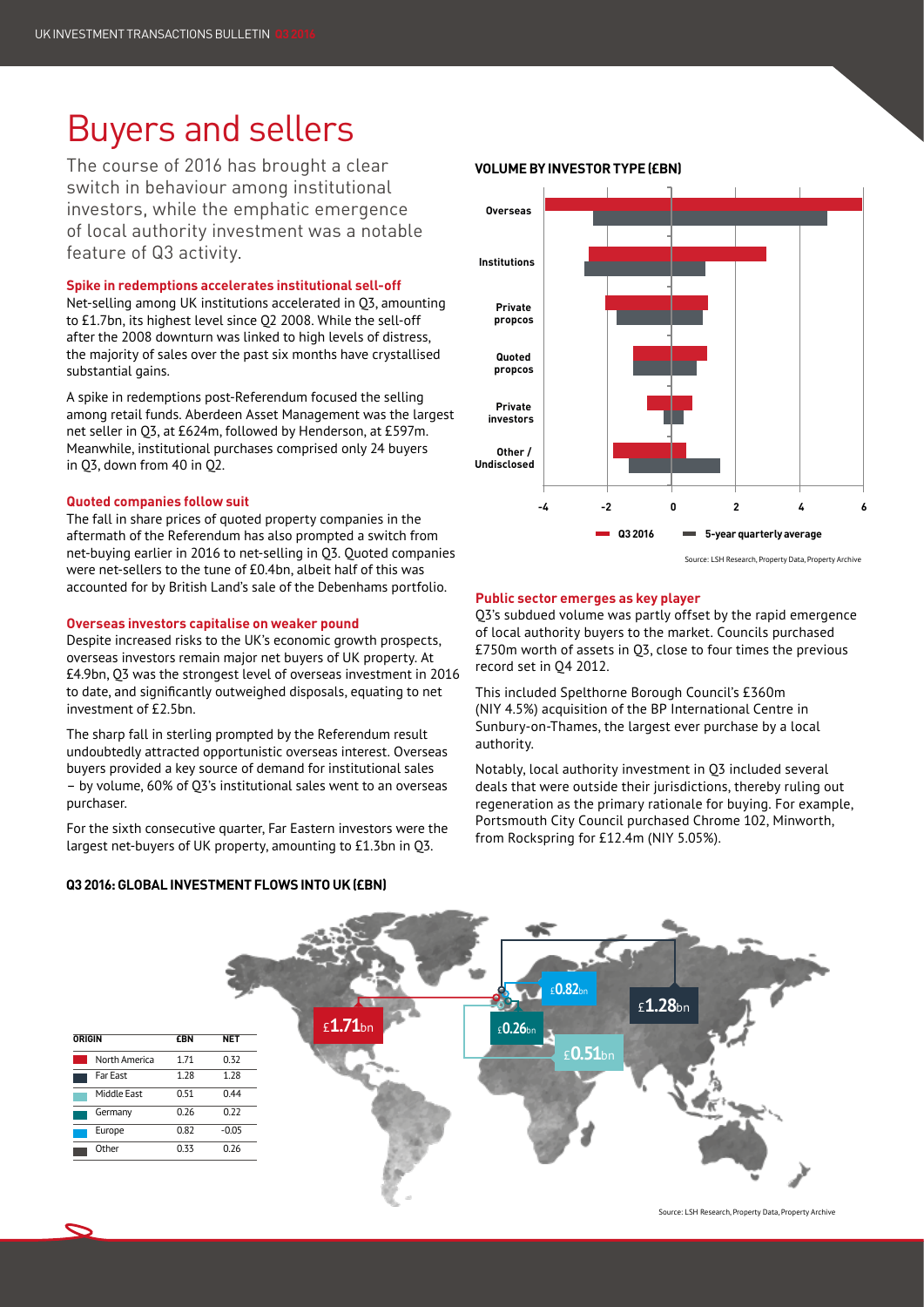# Buyers and sellers

The course of 2016 has brought a clear switch in behaviour among institutional investors, while the emphatic emergence of local authority investment was a notable feature of Q3 activity.

### Spike in redemptions accelerates institutional sell-off

Net-selling among UK institutions accelerated in Q3, amounting to £1.7bn, its highest level since Q2 2008. While the sell-off after the 2008 downturn was linked to high levels of distress, the majority of sales over the past six months have crystallised substantial gains.

A spike in redemptions post-Referendum focused the selling among retail funds. Aberdeen Asset Management was the largest net seller in Q3, at £624m, followed by Henderson, at £597m. Meanwhile, institutional purchases comprised only 24 buyers in Q3, down from 40 in Q2.

### Quoted companies follow suit

The fall in share prices of quoted property companies in the aftermath of the Referendum has also prompted a switch from net-buying earlier in 2016 to net-selling in Q3. Quoted companies were net-sellers to the tune of £0.4bn, albeit half of this was accounted for by British Land's sale of the Debenhams portfolio.

### Overseas investors capitalise on weaker pound

Despite increased risks to the UK's economic growth prospects, overseas investors remain major net buyers of UK property. At £4.9bn, Q3 was the strongest level of overseas investment in 2016 to date, and significantly outweighed disposals, equating to net investment of £2.5bn.

The sharp fall in sterling prompted by the Referendum result undoubtedly attracted opportunistic overseas interest. Overseas buyers provided a key source of demand for institutional sales – by volume, 60% of Q3's institutional sales went to an overseas purchaser.

For the sixth consecutive quarter, Far Eastern investors were the largest net-buyers of UK property, amounting to £1.3bn in Q3.

**VOLUME BY INVESTOR TYPE (£BN)**

Legend: Q3 2016; 5-year quarterly average

Categories: Overseas; Institutions; Private propcos; Quoted propcos; Private investors; Other / Undisclosed

Axis: -4, -2, 0, 2, 4, 6

Source: LSH Research, Property Data, Property Archive

### Public sector emerges as key player

Q3's subdued volume was partly offset by the rapid emergence of local authority buyers to the market. Councils purchased £750m worth of assets in Q3, close to four times the previous record set in Q4 2012.

This included Spelthorne Borough Council's £360m (NIY 4.5%) acquisition of the BP International Centre in Sunbury-on-Thames, the largest ever purchase by a local authority.

Notably, local authority investment in Q3 included several deals that were outside their jurisdictions, thereby ruling out regeneration as the primary rationale for buying. For example, Portsmouth City Council purchased Chrome 102, Minworth, from Rockspring for £12.4m (NIY 5.05%).

**Q3 2016: GLOBAL INVESTMENT FLOWS INTO UK (£BN)**

| ORIGIN | £BN | NET |
|---|---|---|
| North America | 1.71 | 0.32 |
| Far East | 1.28 | 1.28 |
| Middle East | 0.51 | 0.44 |
| Germany | 0.26 | 0.22 |
| Europe | 0.82 | -0.05 |
| Other | 0.33 | 0.26 |

£1.71bn · £0.82bn · £1.28bn · £0.26bn · £0.51bn

Source: LSH Research, Property Data, Property Archive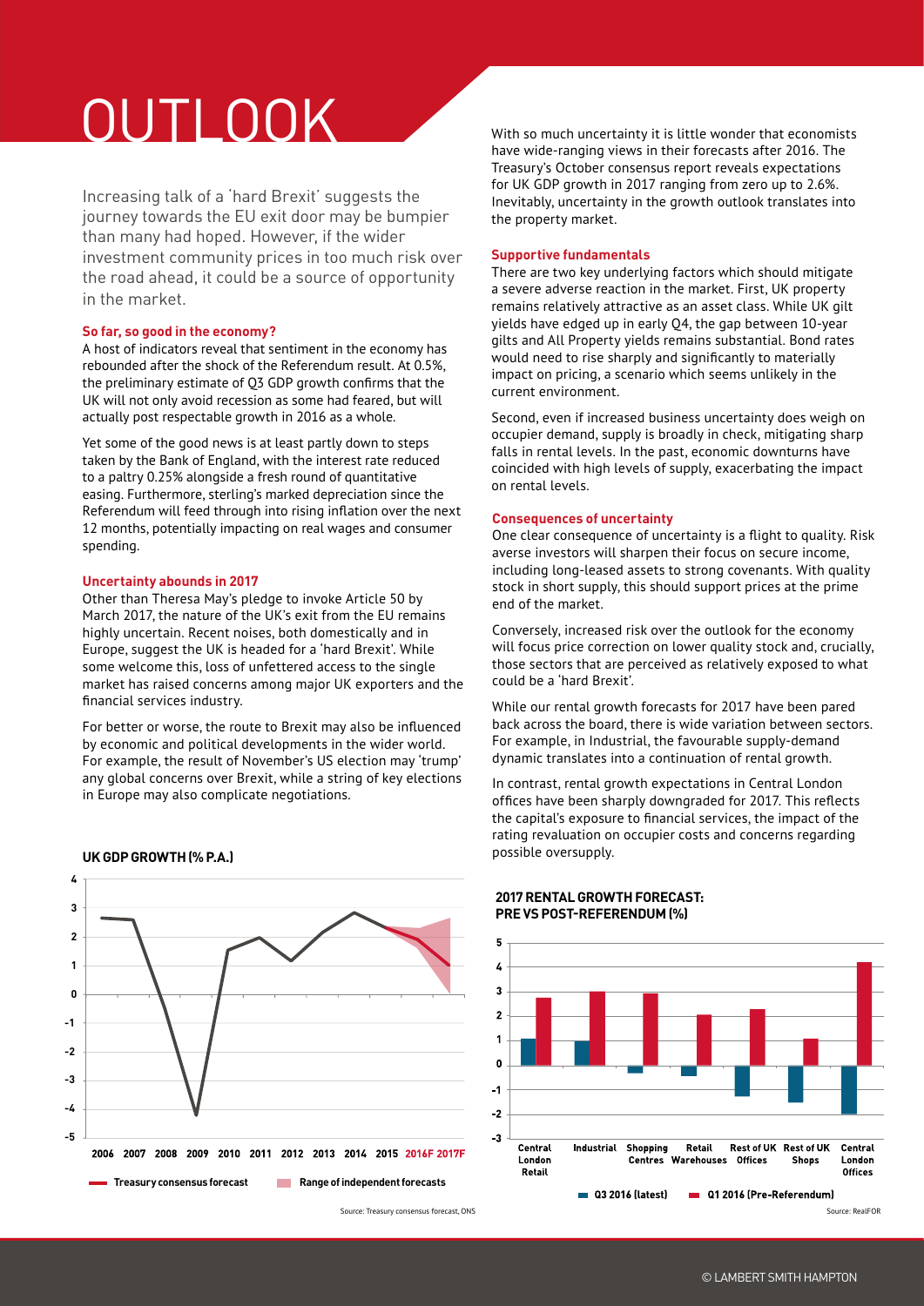# OUTLOOK

Increasing talk of a 'hard Brexit' suggests the journey towards the EU exit door may be bumpier than many had hoped. However, if the wider investment community prices in too much risk over the road ahead, it could be a source of opportunity in the market.

### So far, so good in the economy?

A host of indicators reveal that sentiment in the economy has rebounded after the shock of the Referendum result. At 0.5%, the preliminary estimate of Q3 GDP growth confirms that the UK will not only avoid recession as some had feared, but will actually post respectable growth in 2016 as a whole.

Yet some of the good news is at least partly down to steps taken by the Bank of England, with the interest rate reduced to a paltry 0.25% alongside a fresh round of quantitative easing. Furthermore, sterling's marked depreciation since the Referendum will feed through into rising inflation over the next 12 months, potentially impacting on real wages and consumer spending.

### Uncertainty abounds in 2017

Other than Theresa May's pledge to invoke Article 50 by March 2017, the nature of the UK's exit from the EU remains highly uncertain. Recent noises, both domestically and in Europe, suggest the UK is headed for a 'hard Brexit'. While some welcome this, loss of unfettered access to the single market has raised concerns among major UK exporters and the financial services industry.

For better or worse, the route to Brexit may also be influenced by economic and political developments in the wider world. For example, the result of November's US election may 'trump' any global concerns over Brexit, while a string of key elections in Europe may also complicate negotiations.

**UK GDP GROWTH (% P.A.)**

Treasury consensus forecast; Range of independent forecasts

Source: Treasury consensus forecast, ONS

With so much uncertainty it is little wonder that economists have wide-ranging views in their forecasts after 2016. The Treasury's October consensus report reveals expectations for UK GDP growth in 2017 ranging from zero up to 2.6%. Inevitably, uncertainty in the growth outlook translates into the property market.

### Supportive fundamentals

There are two key underlying factors which should mitigate a severe adverse reaction in the market. First, UK property remains relatively attractive as an asset class. While UK gilt yields have edged up in early Q4, the gap between 10-year gilts and All Property yields remains substantial. Bond rates would need to rise sharply and significantly to materially impact on pricing, a scenario which seems unlikely in the current environment.

Second, even if increased business uncertainty does weigh on occupier demand, supply is broadly in check, mitigating sharp falls in rental levels. In the past, economic downturns have coincided with high levels of supply, exacerbating the impact on rental levels.

### Consequences of uncertainty

One clear consequence of uncertainty is a flight to quality. Risk averse investors will sharpen their focus on secure income, including long-leased assets to strong covenants. With quality stock in short supply, this should support prices at the prime end of the market.

Conversely, increased risk over the outlook for the economy will focus price correction on lower quality stock and, crucially, those sectors that are perceived as relatively exposed to what could be a 'hard Brexit'.

While our rental growth forecasts for 2017 have been pared back across the board, there is wide variation between sectors. For example, in Industrial, the favourable supply-demand dynamic translates into a continuation of rental growth.

In contrast, rental growth expectations in Central London offices have been sharply downgraded for 2017. This reflects the capital's exposure to financial services, the impact of the rating revaluation on occupier costs and concerns regarding possible oversupply.

**2017 RENTAL GROWTH FORECAST: PRE VS POST-REFERENDUM (%)**

Q3 2016 (latest); Q1 2016 (Pre-Referendum)

Source: RealFOR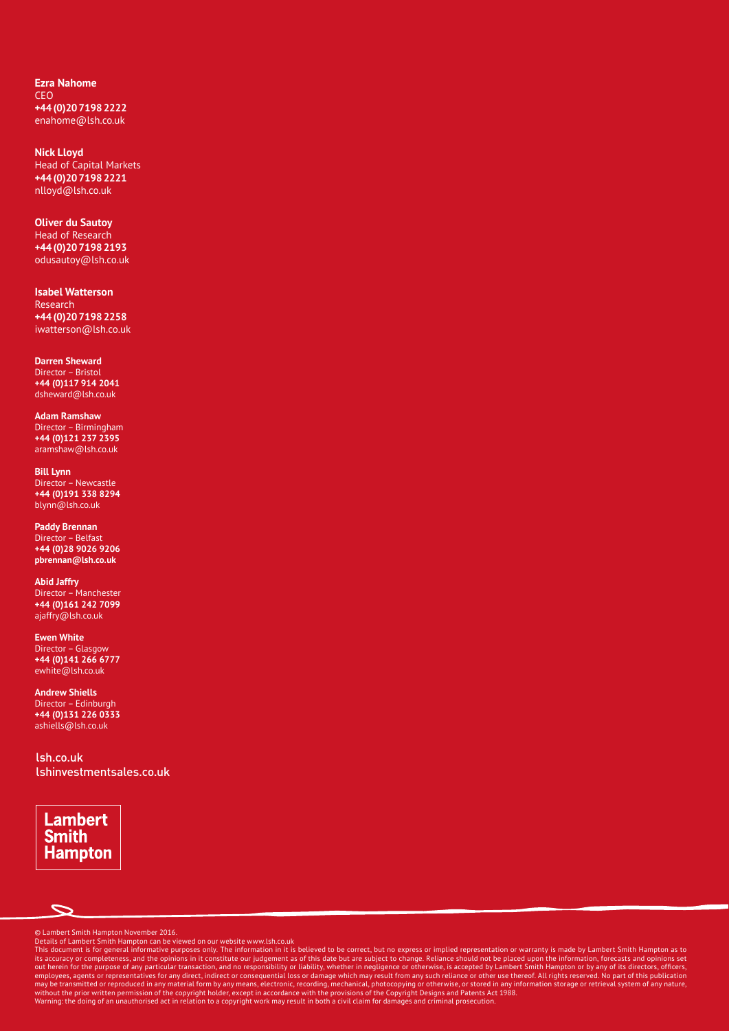**Ezra Nahome**
CEO
**+44 (0)20 7198 2222**
enahome@lsh.co.uk

**Nick Lloyd**
Head of Capital Markets
**+44 (0)20 7198 2221**
nlloyd@lsh.co.uk

**Oliver du Sautoy**
Head of Research
**+44 (0)20 7198 2193**
odusautoy@lsh.co.uk

**Isabel Watterson**
Research
**+44 (0)20 7198 2258**
iwatterson@lsh.co.uk

**Darren Sheward**
Director – Bristol
**+44 (0)117 914 2041**
dsheward@lsh.co.uk

**Adam Ramshaw**
Director – Birmingham
**+44 (0)121 237 2395**
aramshaw@lsh.co.uk

**Bill Lynn**
Director – Newcastle
**+44 (0)191 338 8294**
blynn@lsh.co.uk

**Paddy Brennan**
Director – Belfast
**+44 (0)28 9026 9206**
**pbrennan@lsh.co.uk**

**Abid Jaffry**
Director – Manchester
**+44 (0)161 242 7099**
ajaffry@lsh.co.uk

**Ewen White**
Director – Glasgow
**+44 (0)141 266 6777**
ewhite@lsh.co.uk

**Andrew Shiells**
Director – Edinburgh
**+44 (0)131 226 0333**
ashiells@lsh.co.uk

lsh.co.uk
lshinvestmentsales.co.uk

**Lambert Smith Hampton**

© Lambert Smith Hampton November 2016.
Details of Lambert Smith Hampton can be viewed on our website www.lsh.co.uk
This document is for general informative purposes only. The information in it is believed to be correct, but no express or implied representation or warranty is made by Lambert Smith Hampton as to its accuracy or completeness, and the opinions in it constitute our judgement as of this date but are subject to change. Reliance should not be placed upon the information, forecasts and opinions set out herein for the purpose of any particular transaction, and no responsibility or liability, whether in negligence or otherwise, is accepted by Lambert Smith Hampton or by any of its directors, officers, employees, agents or representatives for any direct, indirect or consequential loss or damage which may result from any such reliance or other use thereof. All rights reserved. No part of this publication may be transmitted or reproduced in any material form by any means, electronic, recording, mechanical, photocopying or otherwise, or stored in any information storage or retrieval system of any nature, without the prior written permission of the copyright holder, except in accordance with the provisions of the Copyright Designs and Patents Act 1988.
Warning: the doing of an unauthorised act in relation to a copyright work may result in both a civil claim for damages and criminal prosecution.